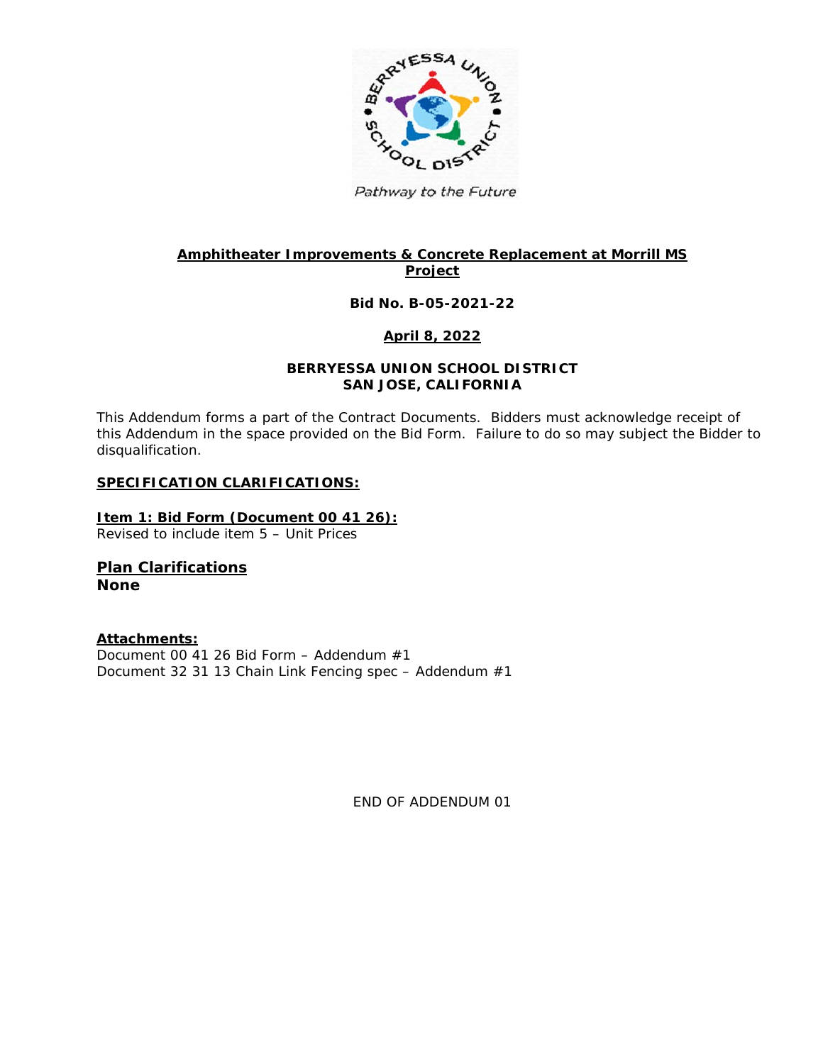**Amphitheater Improvements & Concrete Replacement at Morrill MS Project**

**Bid No. B-05-2021-22**

**April 8, 2022**

**BERRYESSA UNION SCHOOL DISTRICT**
**SAN JOSE, CALIFORNIA**

This Addendum forms a part of the Contract Documents. Bidders must acknowledge receipt of this Addendum in the space provided on the Bid Form. Failure to do so may subject the Bidder to disqualification.

## SPECIFICATION CLARIFICATIONS:

**Item 1: Bid Form (Document 00 41 26):**
Revised to include item 5 – Unit Prices

## Plan Clarifications

**None**

**Attachments:**
Document 00 41 26 Bid Form – Addendum #1
Document 32 31 13 Chain Link Fencing spec – Addendum #1

END OF ADDENDUM 01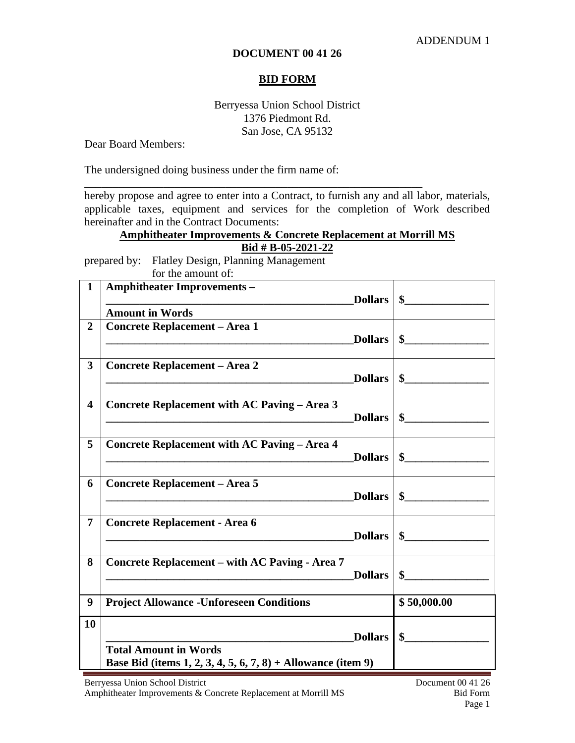ADDENDUM 1

**DOCUMENT 00 41 26**

## BID FORM

Berryessa Union School District
1376 Piedmont Rd.
San Jose, CA 95132

Dear Board Members:

The undersigned doing business under the firm name of:

______________________________________________________________

hereby propose and agree to enter into a Contract, to furnish any and all labor, materials, applicable taxes, equipment and services for the completion of Work described hereinafter and in the Contract Documents:

**Amphitheater Improvements & Concrete Replacement at Morrill MS**
**Bid # B-05-2021-22**

prepared by: Flatley Design, Planning Management
for the amount of:

| | | |
|---|---|---|
| **1** | **Amphitheater Improvements –** ______________________________________________**Dollars** **Amount in Words** | **$_______________** |
| **2** | **Concrete Replacement – Area 1** ______________________________________________**Dollars** | **$_______________** |
| **3** | **Concrete Replacement – Area 2** ______________________________________________**Dollars** | **$_______________** |
| **4** | **Concrete Replacement with AC Paving – Area 3** ______________________________________________**Dollars** | **$_______________** |
| **5** | **Concrete Replacement with AC Paving – Area 4** ______________________________________________**Dollars** | **$_______________** |
| **6** | **Concrete Replacement – Area 5** ______________________________________________**Dollars** | **$_______________** |
| **7** | **Concrete Replacement - Area 6** ______________________________________________**Dollars** | **$_______________** |
| **8** | **Concrete Replacement – with AC Paving - Area 7** ______________________________________________**Dollars** | **$_______________** |
| **9** | **Project Allowance -Unforeseen Conditions** | **$ 50,000.00** |
| **10** | ______________________________________________**Dollars** **Total Amount in Words** **Base Bid (items 1, 2, 3, 4, 5, 6, 7, 8) + Allowance (item 9)** | **$_______________** |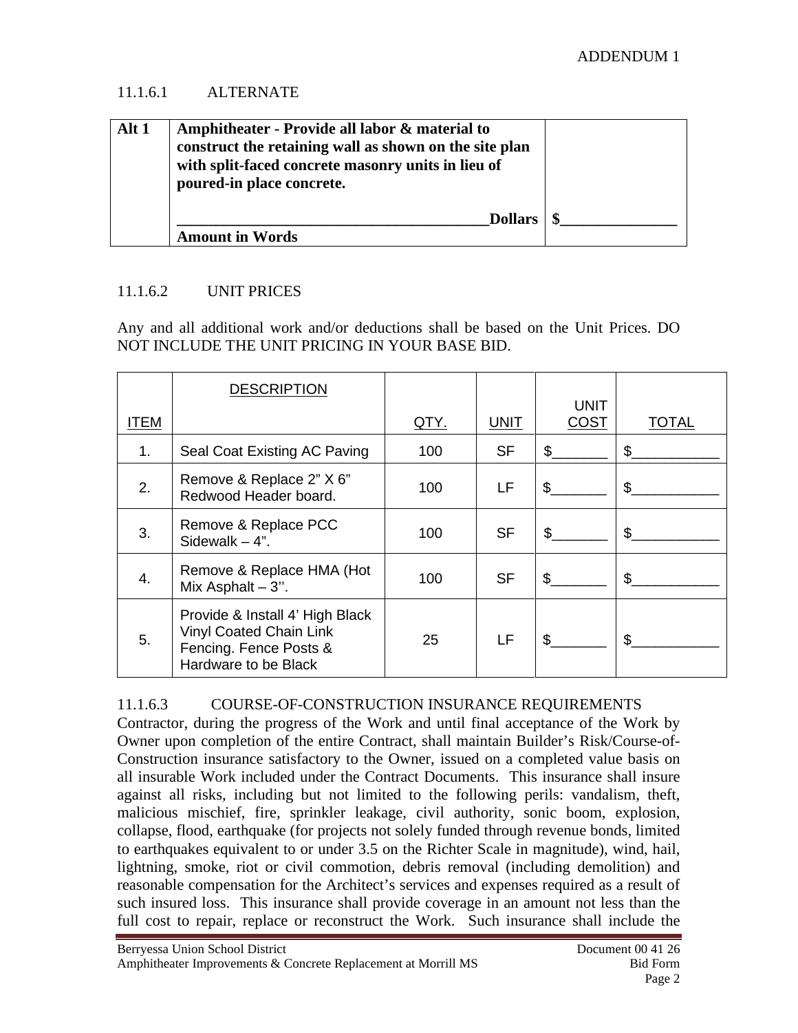ADDENDUM 1

11.1.6.1 ALTERNATE

| Alt 1 | **Amphitheater - Provide all labor & material to construct the retaining wall as shown on the site plan with split-faced concrete masonry units in lieu of poured-in place concrete.**<br><br>**_______________________________________Dollars**<br>**Amount in Words** | **$_______________** |
|---|---|---|

11.1.6.2 UNIT PRICES

Any and all additional work and/or deductions shall be based on the Unit Prices. DO NOT INCLUDE THE UNIT PRICING IN YOUR BASE BID.

| ITEM | DESCRIPTION | QTY. | UNIT | UNIT COST | TOTAL |
|---|---|---|---|---|---|
| 1. | Seal Coat Existing AC Paving | 100 | SF | $_______ | $___________ |
| 2. | Remove & Replace 2" X 6" Redwood Header board. | 100 | LF | $_______ | $___________ |
| 3. | Remove & Replace PCC Sidewalk – 4". | 100 | SF | $_______ | $___________ |
| 4. | Remove & Replace HMA (Hot Mix Asphalt – 3''. | 100 | SF | $_______ | $___________ |
| 5. | Provide & Install 4' High Black Vinyl Coated Chain Link Fencing. Fence Posts & Hardware to be Black | 25 | LF | $_______ | $___________ |

11.1.6.3 COURSE-OF-CONSTRUCTION INSURANCE REQUIREMENTS

Contractor, during the progress of the Work and until final acceptance of the Work by Owner upon completion of the entire Contract, shall maintain Builder's Risk/Course-of-Construction insurance satisfactory to the Owner, issued on a completed value basis on all insurable Work included under the Contract Documents. This insurance shall insure against all risks, including but not limited to the following perils: vandalism, theft, malicious mischief, fire, sprinkler leakage, civil authority, sonic boom, explosion, collapse, flood, earthquake (for projects not solely funded through revenue bonds, limited to earthquakes equivalent to or under 3.5 on the Richter Scale in magnitude), wind, hail, lightning, smoke, riot or civil commotion, debris removal (including demolition) and reasonable compensation for the Architect's services and expenses required as a result of such insured loss. This insurance shall provide coverage in an amount not less than the full cost to repair, replace or reconstruct the Work. Such insurance shall include the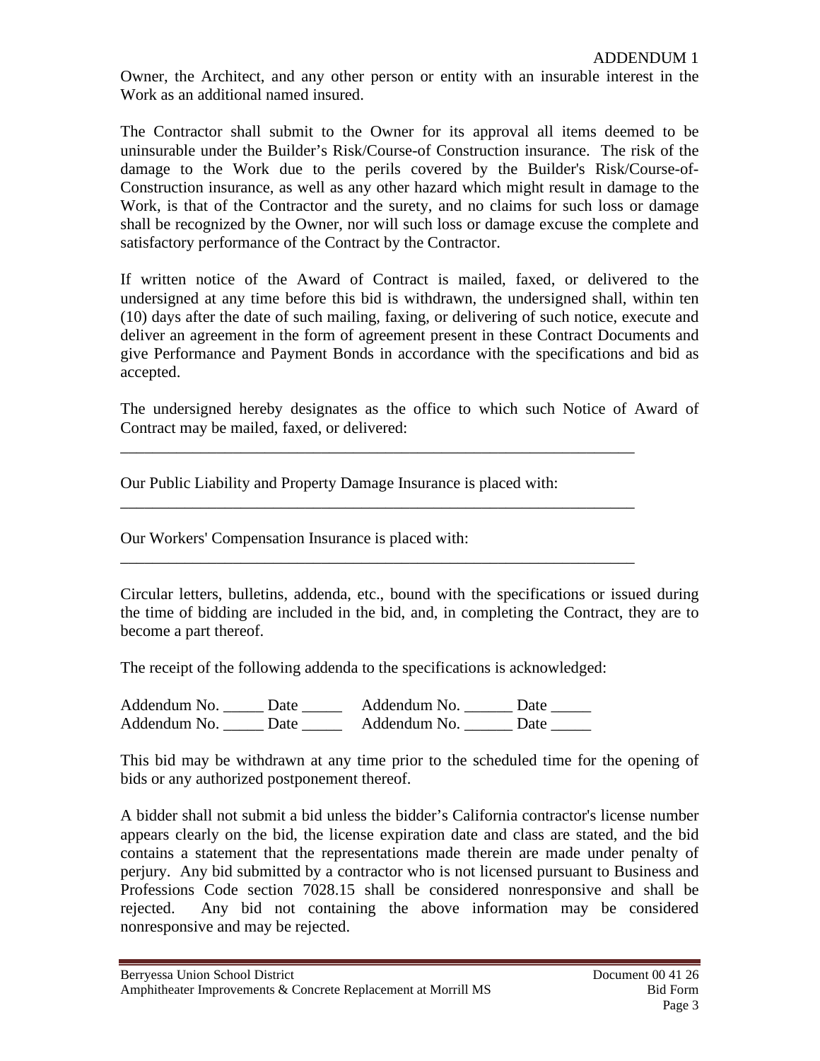Owner, the Architect, and any other person or entity with an insurable interest in the Work as an additional named insured.

The Contractor shall submit to the Owner for its approval all items deemed to be uninsurable under the Builder's Risk/Course-of Construction insurance. The risk of the damage to the Work due to the perils covered by the Builder's Risk/Course-of-Construction insurance, as well as any other hazard which might result in damage to the Work, is that of the Contractor and the surety, and no claims for such loss or damage shall be recognized by the Owner, nor will such loss or damage excuse the complete and satisfactory performance of the Contract by the Contractor.

If written notice of the Award of Contract is mailed, faxed, or delivered to the undersigned at any time before this bid is withdrawn, the undersigned shall, within ten (10) days after the date of such mailing, faxing, or delivering of such notice, execute and deliver an agreement in the form of agreement present in these Contract Documents and give Performance and Payment Bonds in accordance with the specifications and bid as accepted.

The undersigned hereby designates as the office to which such Notice of Award of Contract may be mailed, faxed, or delivered:

_________________________________________________________________

Our Public Liability and Property Damage Insurance is placed with:

_________________________________________________________________

Our Workers' Compensation Insurance is placed with:

_________________________________________________________________

Circular letters, bulletins, addenda, etc., bound with the specifications or issued during the time of bidding are included in the bid, and, in completing the Contract, they are to become a part thereof.

The receipt of the following addenda to the specifications is acknowledged:

Addendum No. _____ Date _____ Addendum No. ______ Date _____
Addendum No. _____ Date _____ Addendum No. ______ Date _____

This bid may be withdrawn at any time prior to the scheduled time for the opening of bids or any authorized postponement thereof.

A bidder shall not submit a bid unless the bidder's California contractor's license number appears clearly on the bid, the license expiration date and class are stated, and the bid contains a statement that the representations made therein are made under penalty of perjury. Any bid submitted by a contractor who is not licensed pursuant to Business and Professions Code section 7028.15 shall be considered nonresponsive and shall be rejected. Any bid not containing the above information may be considered nonresponsive and may be rejected.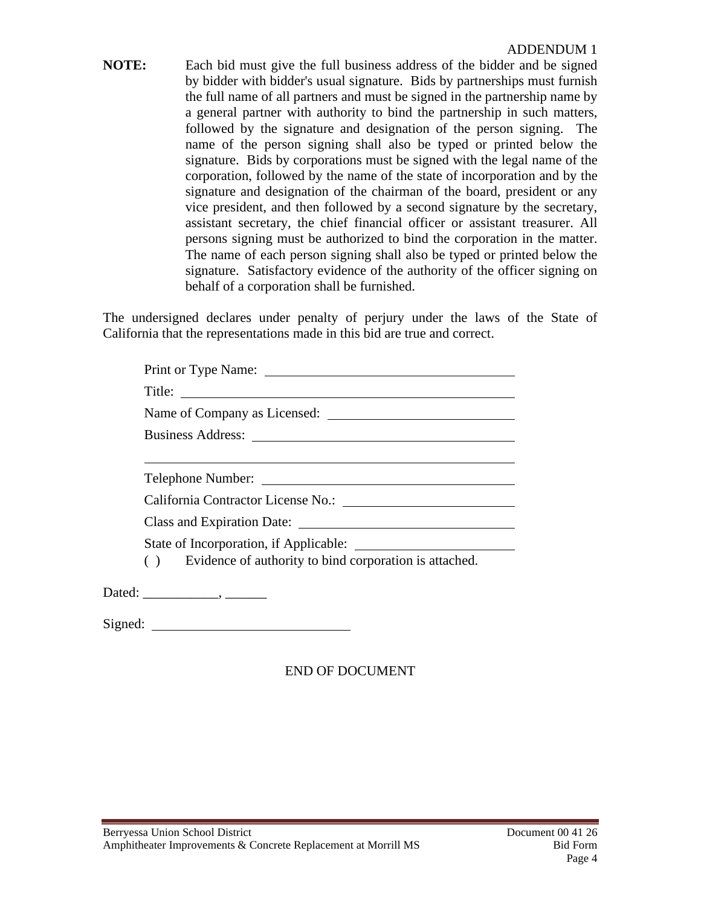ADDENDUM 1

**NOTE:** Each bid must give the full business address of the bidder and be signed by bidder with bidder's usual signature. Bids by partnerships must furnish the full name of all partners and must be signed in the partnership name by a general partner with authority to bind the partnership in such matters, followed by the signature and designation of the person signing. The name of the person signing shall also be typed or printed below the signature. Bids by corporations must be signed with the legal name of the corporation, followed by the name of the state of incorporation and by the signature and designation of the chairman of the board, president or any vice president, and then followed by a second signature by the secretary, assistant secretary, the chief financial officer or assistant treasurer. All persons signing must be authorized to bind the corporation in the matter. The name of each person signing shall also be typed or printed below the signature. Satisfactory evidence of the authority of the officer signing on behalf of a corporation shall be furnished.

The undersigned declares under penalty of perjury under the laws of the State of California that the representations made in this bid are true and correct.

Print or Type Name: ______________________________

Title: ______________________________

Name of Company as Licensed: ______________________________

Business Address: ______________________________

______________________________

Telephone Number: ______________________________

California Contractor License No.: ______________________________

Class and Expiration Date: ______________________________

State of Incorporation, if Applicable: ______________________________

( ) Evidence of authority to bind corporation is attached.

Dated: ___________, ______

Signed: ______________________________

END OF DOCUMENT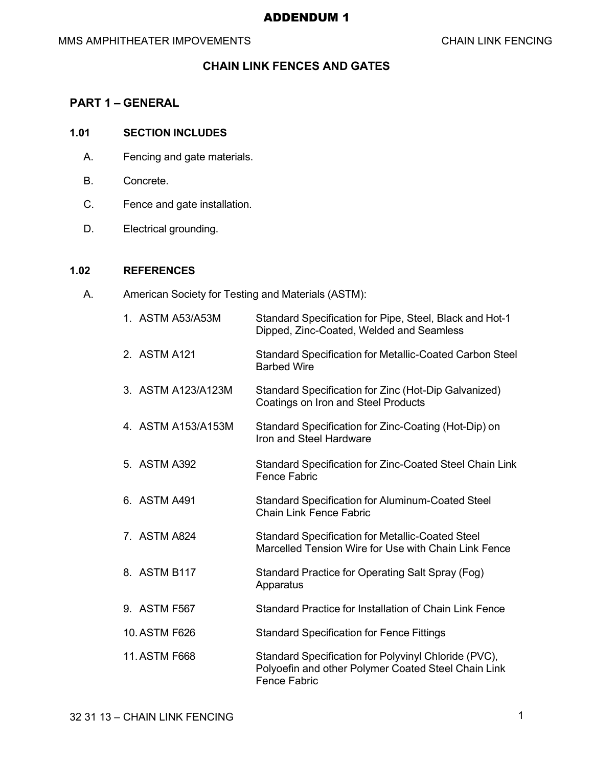# ADDENDUM 1

## CHAIN LINK FENCES AND GATES

## PART 1 – GENERAL

### 1.01 SECTION INCLUDES

A. Fencing and gate materials.

B. Concrete.

C. Fence and gate installation.

D. Electrical grounding.

### 1.02 REFERENCES

A. American Society for Testing and Materials (ASTM):

| | |
|---|---|
| 1. ASTM A53/A53M | Standard Specification for Pipe, Steel, Black and Hot-1 Dipped, Zinc-Coated, Welded and Seamless |
| 2. ASTM A121 | Standard Specification for Metallic-Coated Carbon Steel Barbed Wire |
| 3. ASTM A123/A123M | Standard Specification for Zinc (Hot-Dip Galvanized) Coatings on Iron and Steel Products |
| 4. ASTM A153/A153M | Standard Specification for Zinc-Coating (Hot-Dip) on Iron and Steel Hardware |
| 5. ASTM A392 | Standard Specification for Zinc-Coated Steel Chain Link Fence Fabric |
| 6. ASTM A491 | Standard Specification for Aluminum-Coated Steel Chain Link Fence Fabric |
| 7. ASTM A824 | Standard Specification for Metallic-Coated Steel Marcelled Tension Wire for Use with Chain Link Fence |
| 8. ASTM B117 | Standard Practice for Operating Salt Spray (Fog) Apparatus |
| 9. ASTM F567 | Standard Practice for Installation of Chain Link Fence |
| 10. ASTM F626 | Standard Specification for Fence Fittings |
| 11. ASTM F668 | Standard Specification for Polyvinyl Chloride (PVC), Polyoefin and other Polymer Coated Steel Chain Link Fence Fabric |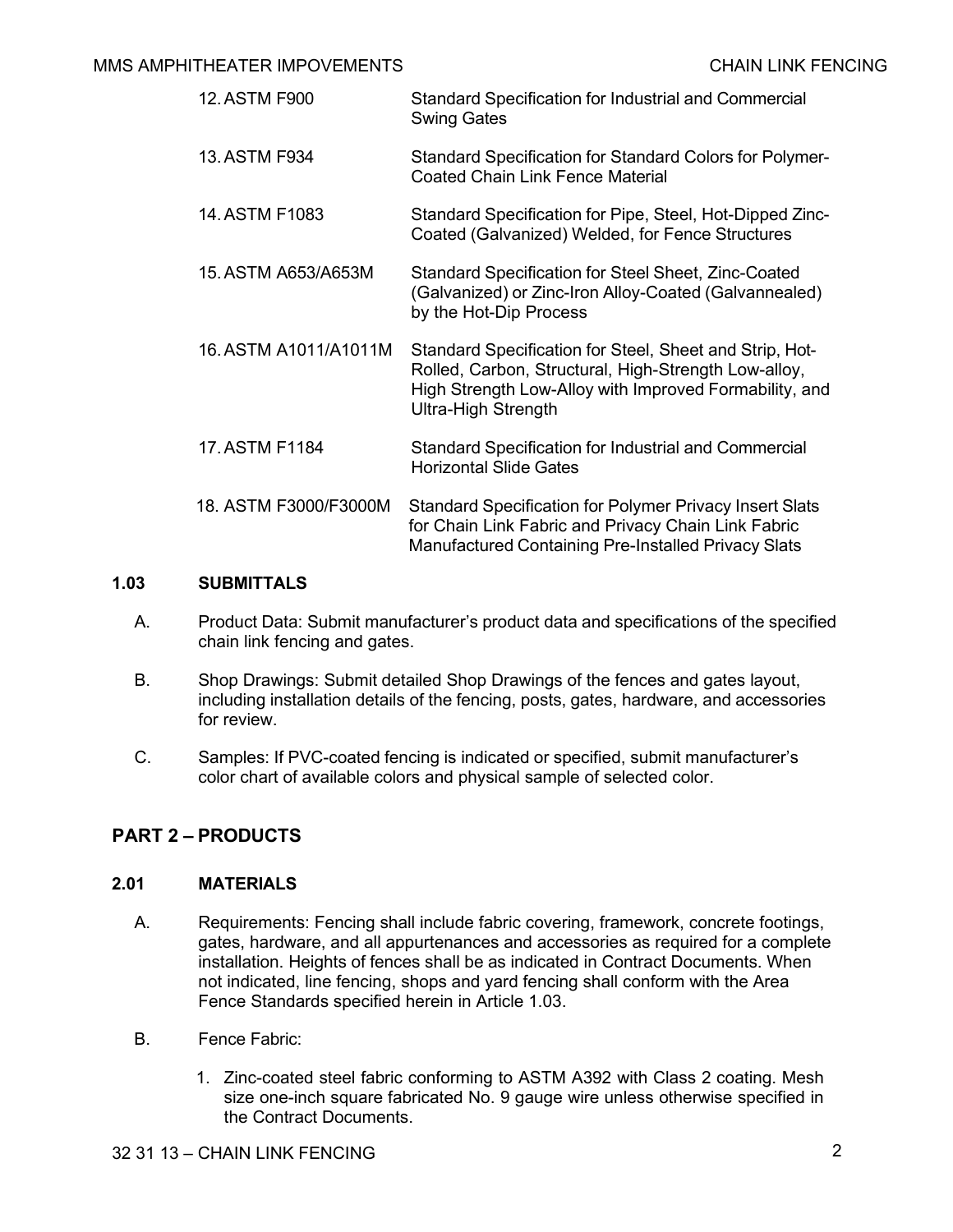12. ASTM F900 — Standard Specification for Industrial and Commercial Swing Gates

13. ASTM F934 — Standard Specification for Standard Colors for Polymer-Coated Chain Link Fence Material

14. ASTM F1083 — Standard Specification for Pipe, Steel, Hot-Dipped Zinc-Coated (Galvanized) Welded, for Fence Structures

15. ASTM A653/A653M — Standard Specification for Steel Sheet, Zinc-Coated (Galvanized) or Zinc-Iron Alloy-Coated (Galvannealed) by the Hot-Dip Process

16. ASTM A1011/A1011M — Standard Specification for Steel, Sheet and Strip, Hot-Rolled, Carbon, Structural, High-Strength Low-alloy, High Strength Low-Alloy with Improved Formability, and Ultra-High Strength

17. ASTM F1184 — Standard Specification for Industrial and Commercial Horizontal Slide Gates

18. ASTM F3000/F3000M — Standard Specification for Polymer Privacy Insert Slats for Chain Link Fabric and Privacy Chain Link Fabric Manufactured Containing Pre-Installed Privacy Slats

### 1.03 SUBMITTALS

A. Product Data: Submit manufacturer's product data and specifications of the specified chain link fencing and gates.

B. Shop Drawings: Submit detailed Shop Drawings of the fences and gates layout, including installation details of the fencing, posts, gates, hardware, and accessories for review.

C. Samples: If PVC-coated fencing is indicated or specified, submit manufacturer's color chart of available colors and physical sample of selected color.

## PART 2 – PRODUCTS

### 2.01 MATERIALS

A. Requirements: Fencing shall include fabric covering, framework, concrete footings, gates, hardware, and all appurtenances and accessories as required for a complete installation. Heights of fences shall be as indicated in Contract Documents. When not indicated, line fencing, shops and yard fencing shall conform with the Area Fence Standards specified herein in Article 1.03.

B. Fence Fabric:

1. Zinc-coated steel fabric conforming to ASTM A392 with Class 2 coating. Mesh size one-inch square fabricated No. 9 gauge wire unless otherwise specified in the Contract Documents.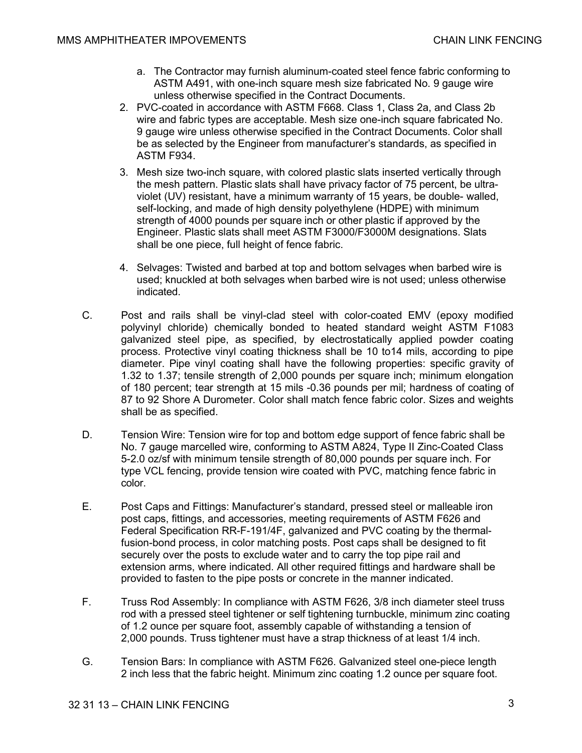a. The Contractor may furnish aluminum-coated steel fence fabric conforming to ASTM A491, with one-inch square mesh size fabricated No. 9 gauge wire unless otherwise specified in the Contract Documents.

2. PVC-coated in accordance with ASTM F668. Class 1, Class 2a, and Class 2b wire and fabric types are acceptable. Mesh size one-inch square fabricated No. 9 gauge wire unless otherwise specified in the Contract Documents. Color shall be as selected by the Engineer from manufacturer's standards, as specified in ASTM F934.

3. Mesh size two-inch square, with colored plastic slats inserted vertically through the mesh pattern. Plastic slats shall have privacy factor of 75 percent, be ultra-violet (UV) resistant, have a minimum warranty of 15 years, be double- walled, self-locking, and made of high density polyethylene (HDPE) with minimum strength of 4000 pounds per square inch or other plastic if approved by the Engineer. Plastic slats shall meet ASTM F3000/F3000M designations. Slats shall be one piece, full height of fence fabric.

4. Selvages: Twisted and barbed at top and bottom selvages when barbed wire is used; knuckled at both selvages when barbed wire is not used; unless otherwise indicated.

C. Post and rails shall be vinyl-clad steel with color-coated EMV (epoxy modified polyvinyl chloride) chemically bonded to heated standard weight ASTM F1083 galvanized steel pipe, as specified, by electrostatically applied powder coating process. Protective vinyl coating thickness shall be 10 to14 mils, according to pipe diameter. Pipe vinyl coating shall have the following properties: specific gravity of 1.32 to 1.37; tensile strength of 2,000 pounds per square inch; minimum elongation of 180 percent; tear strength at 15 mils -0.36 pounds per mil; hardness of coating of 87 to 92 Shore A Durometer. Color shall match fence fabric color. Sizes and weights shall be as specified.

D. Tension Wire: Tension wire for top and bottom edge support of fence fabric shall be No. 7 gauge marcelled wire, conforming to ASTM A824, Type II Zinc-Coated Class 5-2.0 oz/sf with minimum tensile strength of 80,000 pounds per square inch. For type VCL fencing, provide tension wire coated with PVC, matching fence fabric in color.

E. Post Caps and Fittings: Manufacturer's standard, pressed steel or malleable iron post caps, fittings, and accessories, meeting requirements of ASTM F626 and Federal Specification RR-F-191/4F, galvanized and PVC coating by the thermal-fusion-bond process, in color matching posts. Post caps shall be designed to fit securely over the posts to exclude water and to carry the top pipe rail and extension arms, where indicated. All other required fittings and hardware shall be provided to fasten to the pipe posts or concrete in the manner indicated.

F. Truss Rod Assembly: In compliance with ASTM F626, 3/8 inch diameter steel truss rod with a pressed steel tightener or self tightening turnbuckle, minimum zinc coating of 1.2 ounce per square foot, assembly capable of withstanding a tension of 2,000 pounds. Truss tightener must have a strap thickness of at least 1/4 inch.

G. Tension Bars: In compliance with ASTM F626. Galvanized steel one-piece length 2 inch less that the fabric height. Minimum zinc coating 1.2 ounce per square foot.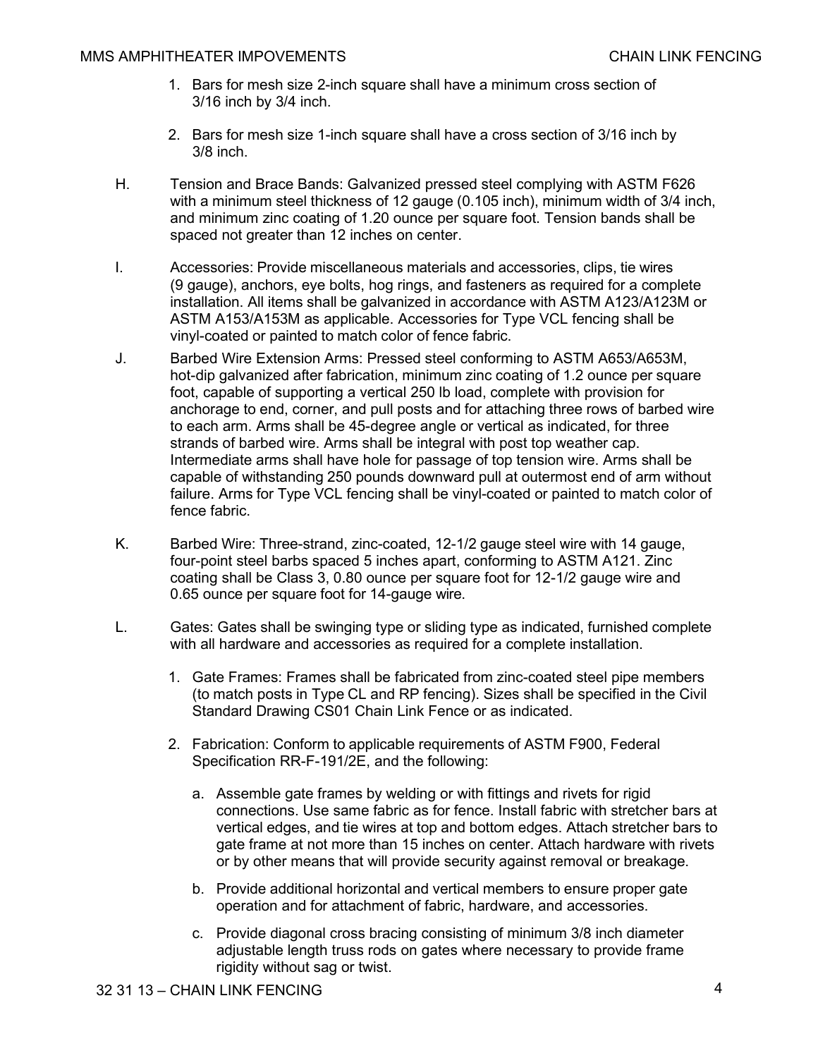1. Bars for mesh size 2-inch square shall have a minimum cross section of 3/16 inch by 3/4 inch.

2. Bars for mesh size 1-inch square shall have a cross section of 3/16 inch by 3/8 inch.

H. Tension and Brace Bands: Galvanized pressed steel complying with ASTM F626 with a minimum steel thickness of 12 gauge (0.105 inch), minimum width of 3/4 inch, and minimum zinc coating of 1.20 ounce per square foot. Tension bands shall be spaced not greater than 12 inches on center.

I. Accessories: Provide miscellaneous materials and accessories, clips, tie wires (9 gauge), anchors, eye bolts, hog rings, and fasteners as required for a complete installation. All items shall be galvanized in accordance with ASTM A123/A123M or ASTM A153/A153M as applicable. Accessories for Type VCL fencing shall be vinyl-coated or painted to match color of fence fabric.

J. Barbed Wire Extension Arms: Pressed steel conforming to ASTM A653/A653M, hot-dip galvanized after fabrication, minimum zinc coating of 1.2 ounce per square foot, capable of supporting a vertical 250 lb load, complete with provision for anchorage to end, corner, and pull posts and for attaching three rows of barbed wire to each arm. Arms shall be 45-degree angle or vertical as indicated, for three strands of barbed wire. Arms shall be integral with post top weather cap. Intermediate arms shall have hole for passage of top tension wire. Arms shall be capable of withstanding 250 pounds downward pull at outermost end of arm without failure. Arms for Type VCL fencing shall be vinyl-coated or painted to match color of fence fabric.

K. Barbed Wire: Three-strand, zinc-coated, 12-1/2 gauge steel wire with 14 gauge, four-point steel barbs spaced 5 inches apart, conforming to ASTM A121. Zinc coating shall be Class 3, 0.80 ounce per square foot for 12-1/2 gauge wire and 0.65 ounce per square foot for 14-gauge wire.

L. Gates: Gates shall be swinging type or sliding type as indicated, furnished complete with all hardware and accessories as required for a complete installation.

1. Gate Frames: Frames shall be fabricated from zinc-coated steel pipe members (to match posts in Type CL and RP fencing). Sizes shall be specified in the Civil Standard Drawing CS01 Chain Link Fence or as indicated.

2. Fabrication: Conform to applicable requirements of ASTM F900, Federal Specification RR-F-191/2E, and the following:

   a. Assemble gate frames by welding or with fittings and rivets for rigid connections. Use same fabric as for fence. Install fabric with stretcher bars at vertical edges, and tie wires at top and bottom edges. Attach stretcher bars to gate frame at not more than 15 inches on center. Attach hardware with rivets or by other means that will provide security against removal or breakage.

   b. Provide additional horizontal and vertical members to ensure proper gate operation and for attachment of fabric, hardware, and accessories.

   c. Provide diagonal cross bracing consisting of minimum 3/8 inch diameter adjustable length truss rods on gates where necessary to provide frame rigidity without sag or twist.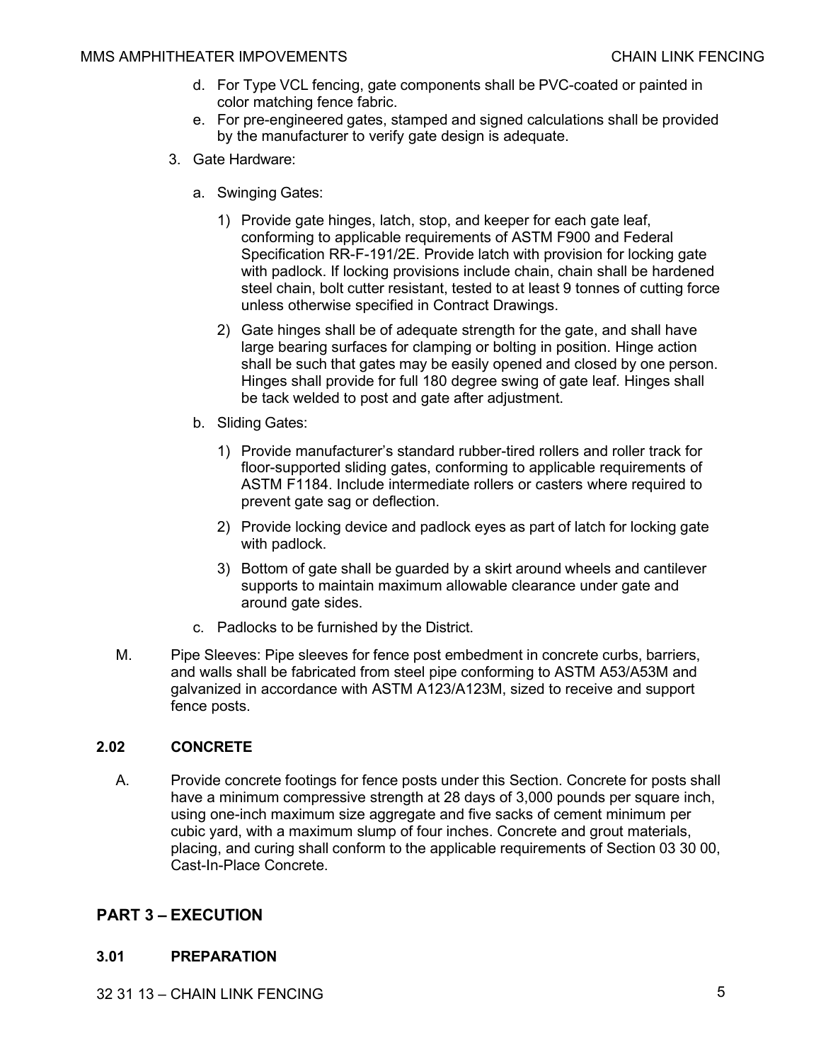d. For Type VCL fencing, gate components shall be PVC-coated or painted in color matching fence fabric.

e. For pre-engineered gates, stamped and signed calculations shall be provided by the manufacturer to verify gate design is adequate.

3. Gate Hardware:

   a. Swinging Gates:

      1) Provide gate hinges, latch, stop, and keeper for each gate leaf, conforming to applicable requirements of ASTM F900 and Federal Specification RR-F-191/2E. Provide latch with provision for locking gate with padlock. If locking provisions include chain, chain shall be hardened steel chain, bolt cutter resistant, tested to at least 9 tonnes of cutting force unless otherwise specified in Contract Drawings.

      2) Gate hinges shall be of adequate strength for the gate, and shall have large bearing surfaces for clamping or bolting in position. Hinge action shall be such that gates may be easily opened and closed by one person. Hinges shall provide for full 180 degree swing of gate leaf. Hinges shall be tack welded to post and gate after adjustment.

   b. Sliding Gates:

      1) Provide manufacturer's standard rubber-tired rollers and roller track for floor-supported sliding gates, conforming to applicable requirements of ASTM F1184. Include intermediate rollers or casters where required to prevent gate sag or deflection.

      2) Provide locking device and padlock eyes as part of latch for locking gate with padlock.

      3) Bottom of gate shall be guarded by a skirt around wheels and cantilever supports to maintain maximum allowable clearance under gate and around gate sides.

   c. Padlocks to be furnished by the District.

M. Pipe Sleeves: Pipe sleeves for fence post embedment in concrete curbs, barriers, and walls shall be fabricated from steel pipe conforming to ASTM A53/A53M and galvanized in accordance with ASTM A123/A123M, sized to receive and support fence posts.

### 2.02 CONCRETE

A. Provide concrete footings for fence posts under this Section. Concrete for posts shall have a minimum compressive strength at 28 days of 3,000 pounds per square inch, using one-inch maximum size aggregate and five sacks of cement minimum per cubic yard, with a maximum slump of four inches. Concrete and grout materials, placing, and curing shall conform to the applicable requirements of Section 03 30 00, Cast-In-Place Concrete.

## PART 3 – EXECUTION

### 3.01 PREPARATION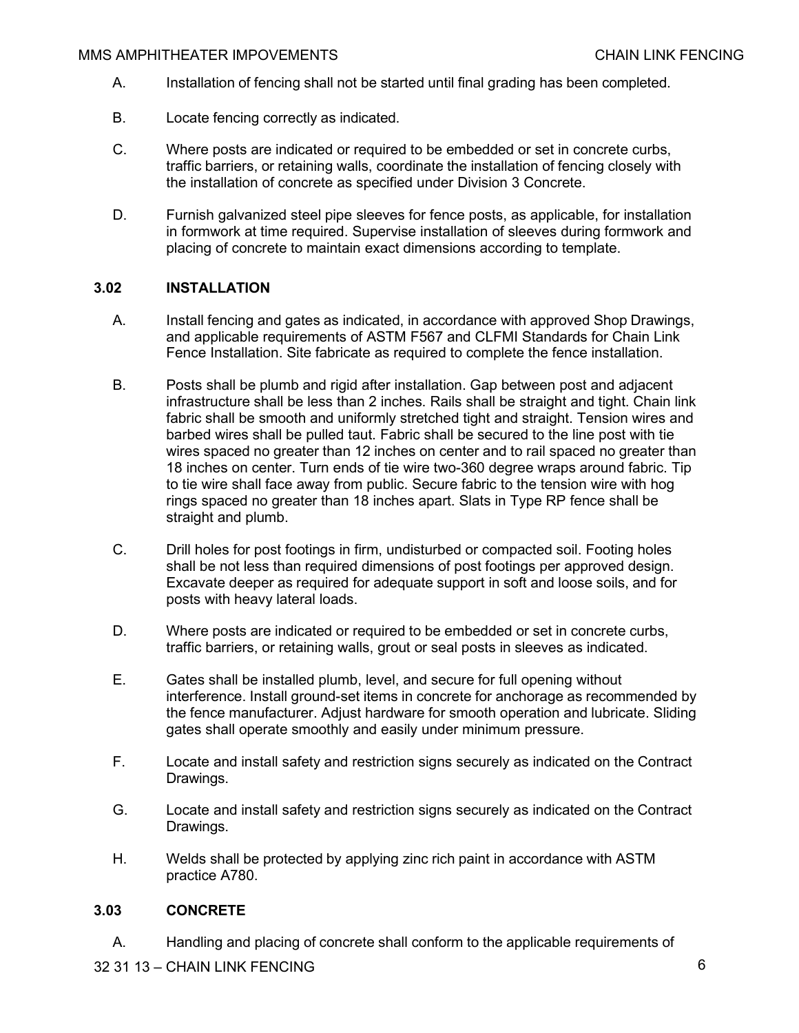A. Installation of fencing shall not be started until final grading has been completed.

B. Locate fencing correctly as indicated.

C. Where posts are indicated or required to be embedded or set in concrete curbs, traffic barriers, or retaining walls, coordinate the installation of fencing closely with the installation of concrete as specified under Division 3 Concrete.

D. Furnish galvanized steel pipe sleeves for fence posts, as applicable, for installation in formwork at time required. Supervise installation of sleeves during formwork and placing of concrete to maintain exact dimensions according to template.

## 3.02 INSTALLATION

A. Install fencing and gates as indicated, in accordance with approved Shop Drawings, and applicable requirements of ASTM F567 and CLFMI Standards for Chain Link Fence Installation. Site fabricate as required to complete the fence installation.

B. Posts shall be plumb and rigid after installation. Gap between post and adjacent infrastructure shall be less than 2 inches. Rails shall be straight and tight. Chain link fabric shall be smooth and uniformly stretched tight and straight. Tension wires and barbed wires shall be pulled taut. Fabric shall be secured to the line post with tie wires spaced no greater than 12 inches on center and to rail spaced no greater than 18 inches on center. Turn ends of tie wire two-360 degree wraps around fabric. Tip to tie wire shall face away from public. Secure fabric to the tension wire with hog rings spaced no greater than 18 inches apart. Slats in Type RP fence shall be straight and plumb.

C. Drill holes for post footings in firm, undisturbed or compacted soil. Footing holes shall be not less than required dimensions of post footings per approved design. Excavate deeper as required for adequate support in soft and loose soils, and for posts with heavy lateral loads.

D. Where posts are indicated or required to be embedded or set in concrete curbs, traffic barriers, or retaining walls, grout or seal posts in sleeves as indicated.

E. Gates shall be installed plumb, level, and secure for full opening without interference. Install ground-set items in concrete for anchorage as recommended by the fence manufacturer. Adjust hardware for smooth operation and lubricate. Sliding gates shall operate smoothly and easily under minimum pressure.

F. Locate and install safety and restriction signs securely as indicated on the Contract Drawings.

G. Locate and install safety and restriction signs securely as indicated on the Contract Drawings.

H. Welds shall be protected by applying zinc rich paint in accordance with ASTM practice A780.

## 3.03 CONCRETE

A. Handling and placing of concrete shall conform to the applicable requirements of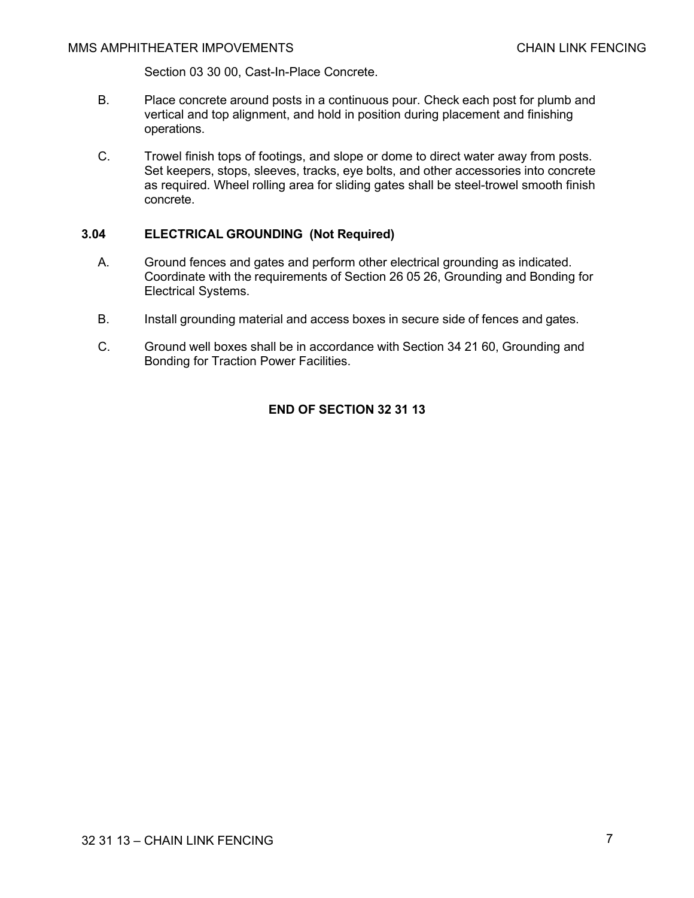Section 03 30 00, Cast-In-Place Concrete.

B. Place concrete around posts in a continuous pour. Check each post for plumb and vertical and top alignment, and hold in position during placement and finishing operations.

C. Trowel finish tops of footings, and slope or dome to direct water away from posts. Set keepers, stops, sleeves, tracks, eye bolts, and other accessories into concrete as required. Wheel rolling area for sliding gates shall be steel-trowel smooth finish concrete.

### 3.04 ELECTRICAL GROUNDING (Not Required)

A. Ground fences and gates and perform other electrical grounding as indicated. Coordinate with the requirements of Section 26 05 26, Grounding and Bonding for Electrical Systems.

B. Install grounding material and access boxes in secure side of fences and gates.

C. Ground well boxes shall be in accordance with Section 34 21 60, Grounding and Bonding for Traction Power Facilities.

**END OF SECTION 32 31 13**